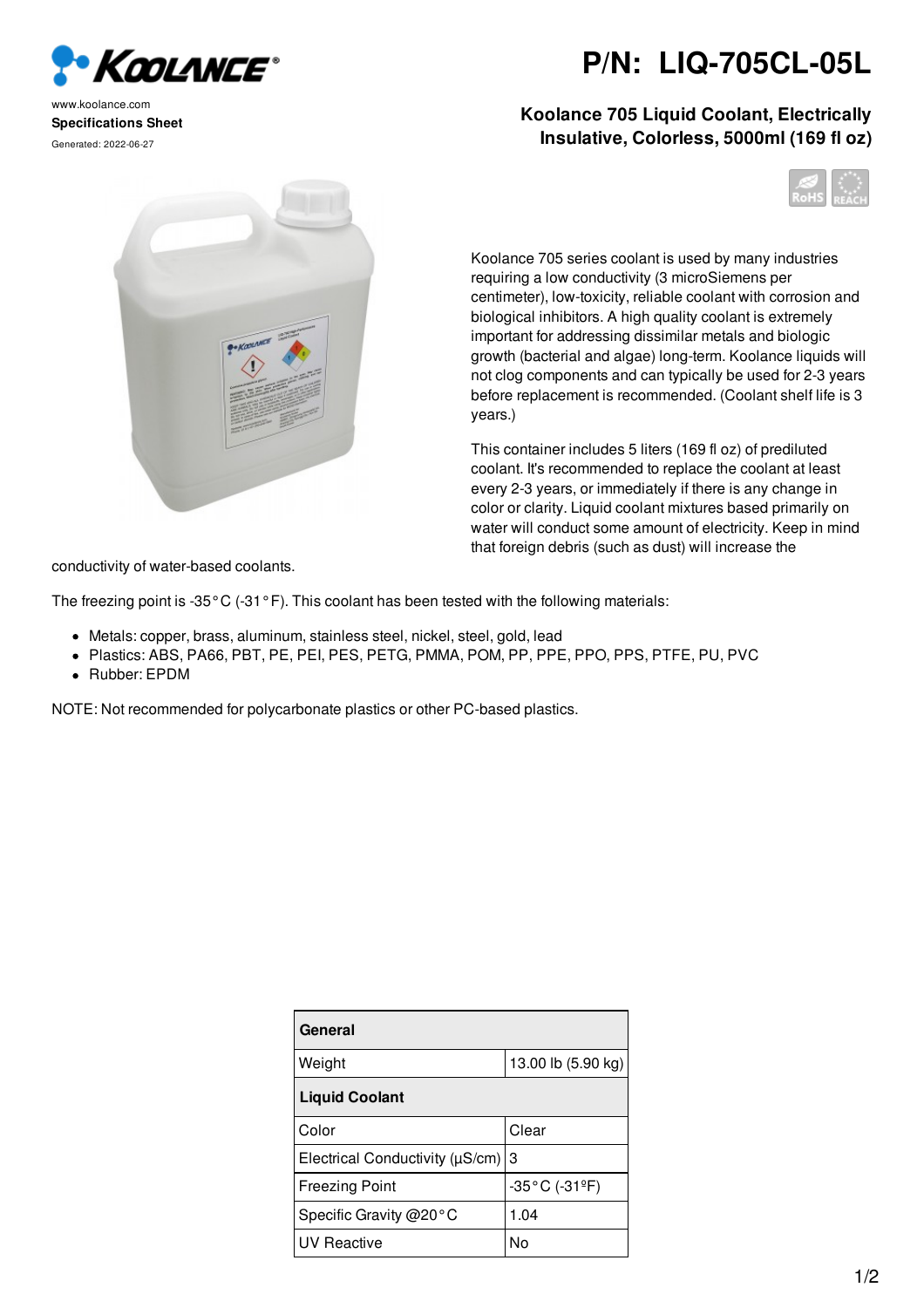www.koolance.com

**Specifications Sheet**

Generated: 2022-06-27

# P/N: LIQ-705CL-05L

## Koolance 705 Liquid Coolant, Electrically Insulative, Colorless, 5000ml (169 fl oz)

Koolance 705 series coolant is used by many industries requiring a low conductivity (3 microSiemens per centimeter), low-toxicity, reliable coolant with corrosion and biological inhibitors. A high quality coolant is extremely important for addressing dissimilar metals and biologic growth (bacterial and algae) long-term. Koolance liquids will not clog components and can typically be used for 2-3 years before replacement is recommended. (Coolant shelf life is 3 years.)

This container includes 5 liters (169 fl oz) of prediluted coolant. It's recommended to replace the coolant at least every 2-3 years, or immediately if there is any change in color or clarity. Liquid coolant mixtures based primarily on water will conduct some amount of electricity. Keep in mind that foreign debris (such as dust) will increase the conductivity of water-based coolants.

The freezing point is -35°C (-31°F). This coolant has been tested with the following materials:

- Metals: copper, brass, aluminum, stainless steel, nickel, steel, gold, lead
- Plastics: ABS, PA66, PBT, PE, PEI, PES, PETG, PMMA, POM, PP, PPE, PPO, PPS, PTFE, PU, PVC
- Rubber: EPDM

NOTE: Not recommended for polycarbonate plastics or other PC-based plastics.

| **General** | |
|---|---|
| Weight | 13.00 lb (5.90 kg) |
| **Liquid Coolant** | |
| Color | Clear |
| Electrical Conductivity (µS/cm) | 3 |
| Freezing Point | -35°C (-31ºF) |
| Specific Gravity @20°C | 1.04 |
| UV Reactive | No |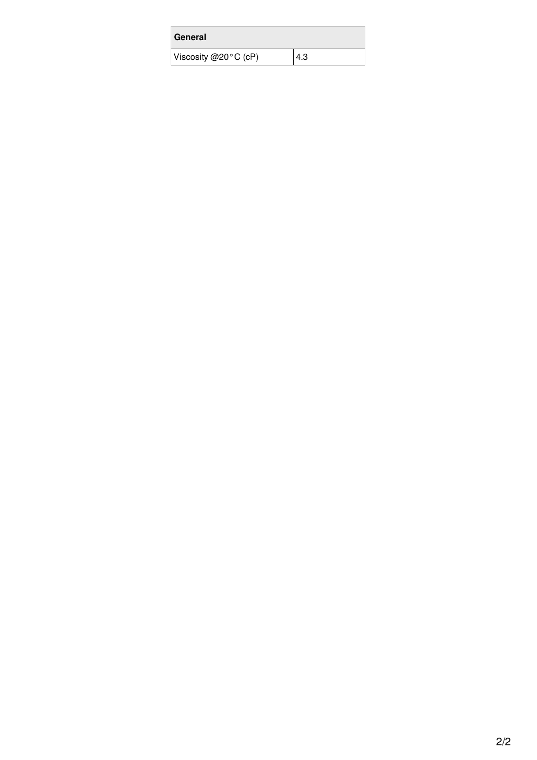| General | |
|---|---|
| Viscosity @20°C (cP) | 4.3 |